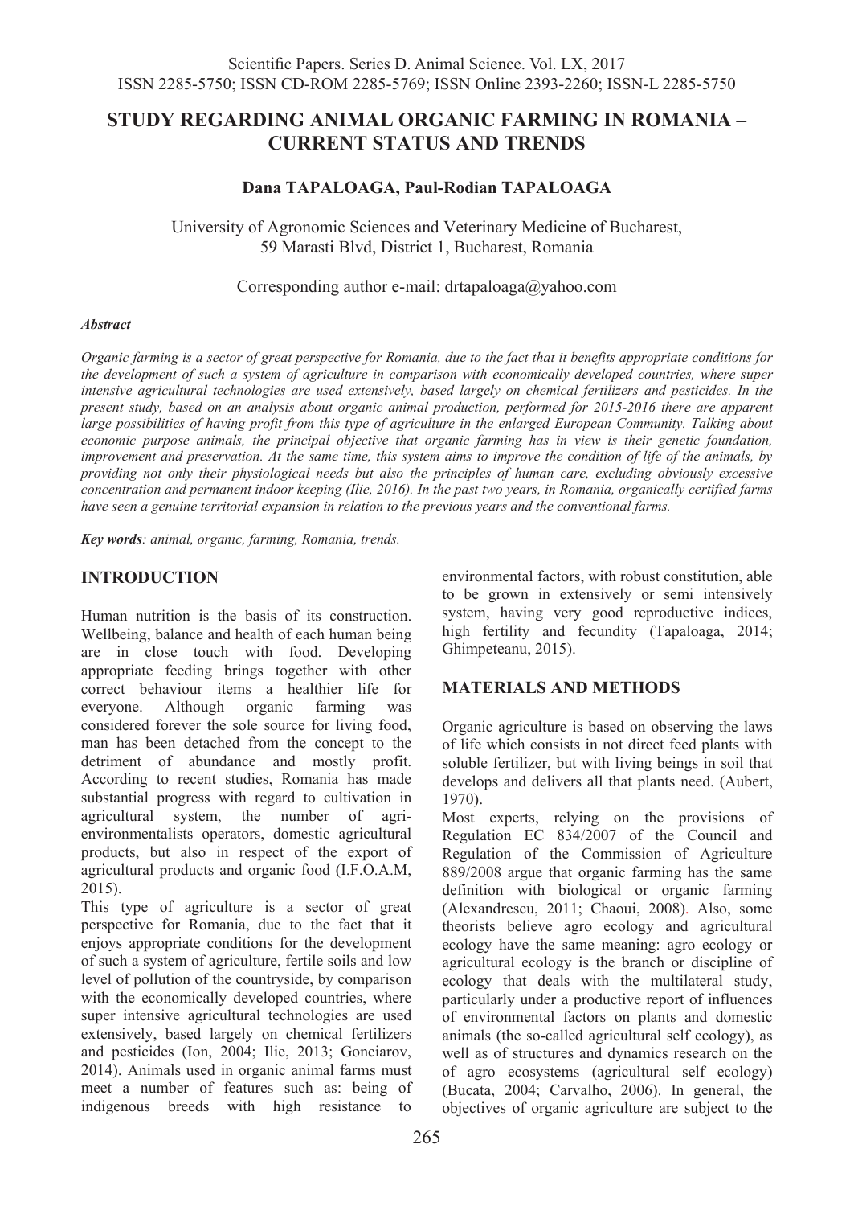# STUDY REGARDING ANIMAL ORGANIC FARMING IN ROMANIA – CURRENT STATUS AND TRENDS

**Dana TAPALOAGA, Paul-Rodian TAPALOAGA**

University of Agronomic Sciences and Veterinary Medicine of Bucharest, 59 Marasti Blvd, District 1, Bucharest, Romania

Corresponding author e-mail: drtapaloaga@yahoo.com

***Abstract***

*Organic farming is a sector of great perspective for Romania, due to the fact that it benefits appropriate conditions for the development of such a system of agriculture in comparison with economically developed countries, where super intensive agricultural technologies are used extensively, based largely on chemical fertilizers and pesticides. In the present study, based on an analysis about organic animal production, performed for 2015-2016 there are apparent large possibilities of having profit from this type of agriculture in the enlarged European Community. Talking about economic purpose animals, the principal objective that organic farming has in view is their genetic foundation, improvement and preservation. At the same time, this system aims to improve the condition of life of the animals, by providing not only their physiological needs but also the principles of human care, excluding obviously excessive concentration and permanent indoor keeping (Ilie, 2016). In the past two years, in Romania, organically certified farms have seen a genuine territorial expansion in relation to the previous years and the conventional farms.*

***Key words****: animal, organic, farming, Romania, trends.*

## INTRODUCTION

Human nutrition is the basis of its construction. Wellbeing, balance and health of each human being are in close touch with food. Developing appropriate feeding brings together with other correct behaviour items a healthier life for everyone. Although organic farming was considered forever the sole source for living food, man has been detached from the concept to the detriment of abundance and mostly profit. According to recent studies, Romania has made substantial progress with regard to cultivation in agricultural system, the number of agri-environmentalists operators, domestic agricultural products, but also in respect of the export of agricultural products and organic food (I.F.O.A.M, 2015).

This type of agriculture is a sector of great perspective for Romania, due to the fact that it enjoys appropriate conditions for the development of such a system of agriculture, fertile soils and low level of pollution of the countryside, by comparison with the economically developed countries, where super intensive agricultural technologies are used extensively, based largely on chemical fertilizers and pesticides (Ion, 2004; Ilie, 2013; Gonciarov, 2014). Animals used in organic animal farms must meet a number of features such as: being of indigenous breeds with high resistance to environmental factors, with robust constitution, able to be grown in extensively or semi intensively system, having very good reproductive indices, high fertility and fecundity (Tapaloaga, 2014; Ghimpeteanu, 2015).

## MATERIALS AND METHODS

Organic agriculture is based on observing the laws of life which consists in not direct feed plants with soluble fertilizer, but with living beings in soil that develops and delivers all that plants need. (Aubert, 1970).

Most experts, relying on the provisions of Regulation EC 834/2007 of the Council and Regulation of the Commission of Agriculture 889/2008 argue that organic farming has the same definition with biological or organic farming (Alexandrescu, 2011; Chaoui, 2008). Also, some theorists believe agro ecology and agricultural ecology have the same meaning: agro ecology or agricultural ecology is the branch or discipline of ecology that deals with the multilateral study, particularly under a productive report of influences of environmental factors on plants and domestic animals (the so-called agricultural self ecology), as well as of structures and dynamics research on the of agro ecosystems (agricultural self ecology) (Bucata, 2004; Carvalho, 2006). In general, the objectives of organic agriculture are subject to the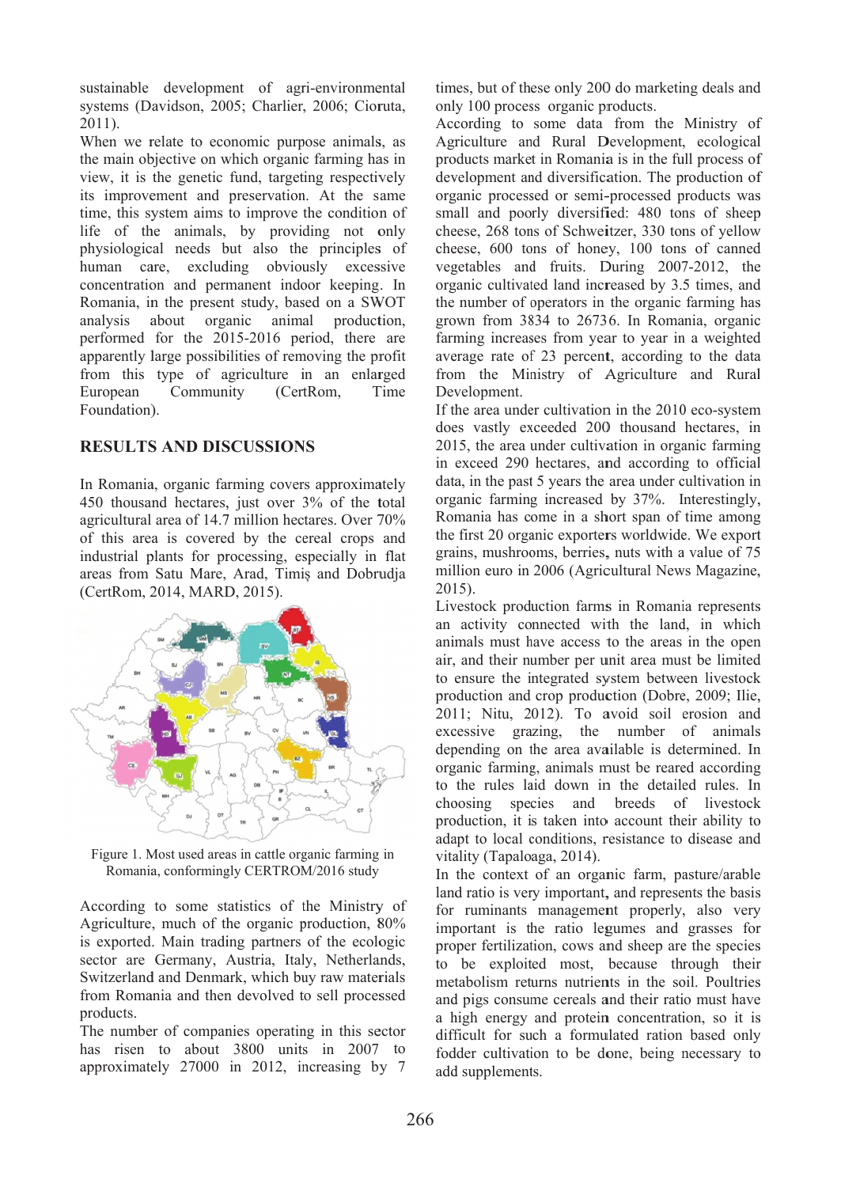sustainable development of agri-environmental systems (Davidson, 2005; Charlier, 2006; Cioruta, 2011).

When we relate to economic purpose animals, as the main objective on which organic farming has in view, it is the genetic fund, targeting respectively its improvement and preservation. At the same time, this system aims to improve the condition of life of the animals, by providing not only physiological needs but also the principles of human care, excluding obviously excessive concentration and permanent indoor keeping. In Romania, in the present study, based on a SWOT analysis about organic animal production, performed for the 2015-2016 period, there are apparently large possibilities of removing the profit from this type of agriculture in an enlarged European Community (CertRom, Time Foundation).

## RESULTS AND DISCUSSIONS

In Romania, organic farming covers approximately 450 thousand hectares, just over 3% of the total agricultural area of 14.7 million hectares. Over 70% of this area is covered by the cereal crops and industrial plants for processing, especially in flat areas from Satu Mare, Arad, Timiș and Dobrudja (CertRom, 2014, MARD, 2015).

Figure 1. Most used areas in cattle organic farming in Romania, conformingly CERTROM/2016 study

According to some statistics of the Ministry of Agriculture, much of the organic production, 80% is exported. Main trading partners of the ecologic sector are Germany, Austria, Italy, Netherlands, Switzerland and Denmark, which buy raw materials from Romania and then devolved to sell processed products.

The number of companies operating in this sector has risen to about 3800 units in 2007 to approximately 27000 in 2012, increasing by 7 times, but of these only 200 do marketing deals and only 100 process organic products.

According to some data from the Ministry of Agriculture and Rural Development, ecological products market in Romania is in the full process of development and diversification. The production of organic processed or semi-processed products was small and poorly diversified: 480 tons of sheep cheese, 268 tons of Schweitzer, 330 tons of yellow cheese, 600 tons of honey, 100 tons of canned vegetables and fruits. During 2007-2012, the organic cultivated land increased by 3.5 times, and the number of operators in the organic farming has grown from 3834 to 26736. In Romania, organic farming increases from year to year in a weighted average rate of 23 percent, according to the data from the Ministry of Agriculture and Rural Development.

If the area under cultivation in the 2010 eco-system does vastly exceeded 200 thousand hectares, in 2015, the area under cultivation in organic farming in exceed 290 hectares, and according to official data, in the past 5 years the area under cultivation in organic farming increased by 37%. Interestingly, Romania has come in a short span of time among the first 20 organic exporters worldwide. We export grains, mushrooms, berries, nuts with a value of 75 million euro in 2006 (Agricultural News Magazine, 2015).

Livestock production farms in Romania represents an activity connected with the land, in which animals must have access to the areas in the open air, and their number per unit area must be limited to ensure the integrated system between livestock production and crop production (Dobre, 2009; Ilie, 2011; Nitu, 2012). To avoid soil erosion and excessive grazing, the number of animals depending on the area available is determined. In organic farming, animals must be reared according to the rules laid down in the detailed rules. In choosing species and breeds of livestock production, it is taken into account their ability to adapt to local conditions, resistance to disease and vitality (Tapaloaga, 2014).

In the context of an organic farm, pasture/arable land ratio is very important, and represents the basis for ruminants management properly, also very important is the ratio legumes and grasses for proper fertilization, cows and sheep are the species to be exploited most, because through their metabolism returns nutrients in the soil. Poultries and pigs consume cereals and their ratio must have a high energy and protein concentration, so it is difficult for such a formulated ration based only fodder cultivation to be done, being necessary to add supplements.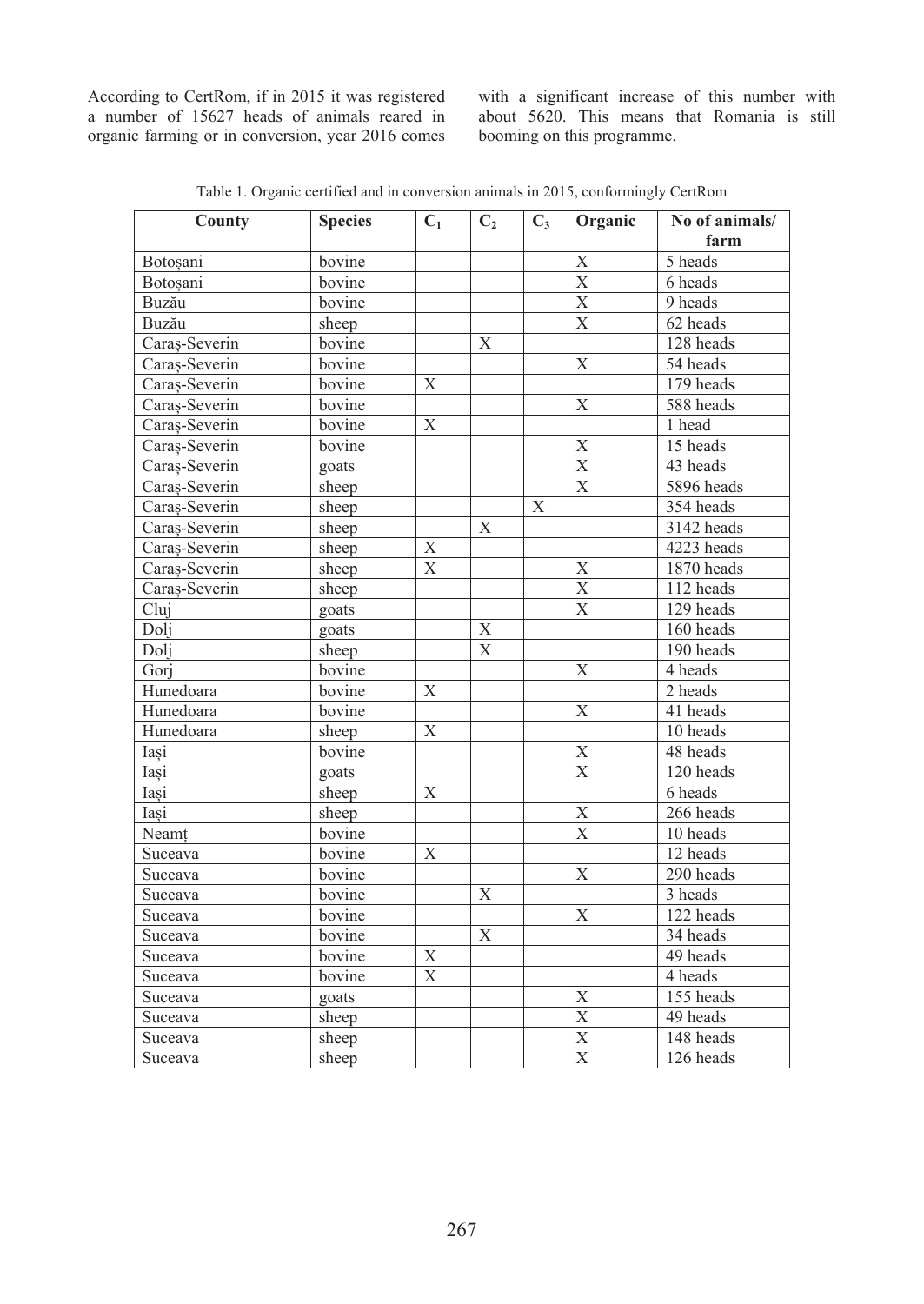According to CertRom, if in 2015 it was registered a number of 15627 heads of animals reared in organic farming or in conversion, year 2016 comes with a significant increase of this number with about 5620. This means that Romania is still booming on this programme.

Table 1. Organic certified and in conversion animals in 2015, conformingly CertRom

| County | Species | $C_1$ | $C_2$ | $C_3$ | Organic | No of animals/ farm |
|---|---|---|---|---|---|---|
| Botoșani | bovine | | | | X | 5 heads |
| Botoșani | bovine | | | | X | 6 heads |
| Buzău | bovine | | | | X | 9 heads |
| Buzău | sheep | | | | X | 62 heads |
| Caraș-Severin | bovine | | X | | | 128 heads |
| Caraș-Severin | bovine | | | | X | 54 heads |
| Caraș-Severin | bovine | X | | | | 179 heads |
| Caraș-Severin | bovine | | | | X | 588 heads |
| Caraș-Severin | bovine | X | | | | 1 head |
| Caraș-Severin | bovine | | | | X | 15 heads |
| Caraș-Severin | goats | | | | X | 43 heads |
| Caraș-Severin | sheep | | | | X | 5896 heads |
| Caraș-Severin | sheep | | | X | | 354 heads |
| Caraș-Severin | sheep | | X | | | 3142 heads |
| Caraș-Severin | sheep | X | | | | 4223 heads |
| Caraș-Severin | sheep | X | | | X | 1870 heads |
| Caraș-Severin | sheep | | | | X | 112 heads |
| Cluj | goats | | | | X | 129 heads |
| Dolj | goats | | X | | | 160 heads |
| Dolj | sheep | | X | | | 190 heads |
| Gorj | bovine | | | | X | 4 heads |
| Hunedoara | bovine | X | | | | 2 heads |
| Hunedoara | bovine | | | | X | 41 heads |
| Hunedoara | sheep | X | | | | 10 heads |
| Iași | bovine | | | | X | 48 heads |
| Iași | goats | | | | X | 120 heads |
| Iași | sheep | X | | | | 6 heads |
| Iași | sheep | | | | X | 266 heads |
| Neamț | bovine | | | | X | 10 heads |
| Suceava | bovine | X | | | | 12 heads |
| Suceava | bovine | | | | X | 290 heads |
| Suceava | bovine | | X | | | 3 heads |
| Suceava | bovine | | | | X | 122 heads |
| Suceava | bovine | | X | | | 34 heads |
| Suceava | bovine | X | | | | 49 heads |
| Suceava | bovine | X | | | | 4 heads |
| Suceava | goats | | | | X | 155 heads |
| Suceava | sheep | | | | X | 49 heads |
| Suceava | sheep | | | | X | 148 heads |
| Suceava | sheep | | | | X | 126 heads |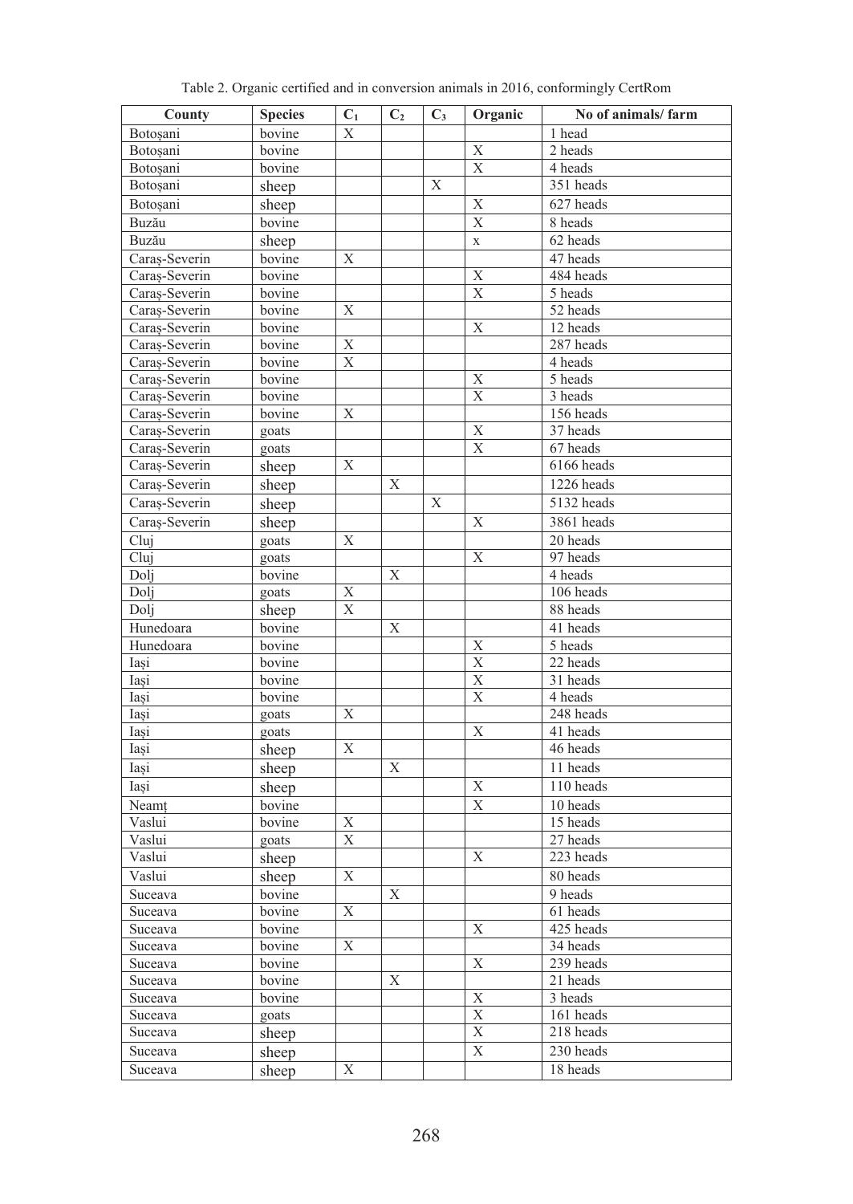Table 2. Organic certified and in conversion animals in 2016, conformingly CertRom

| County | Species | $C_1$ | $C_2$ | $C_3$ | Organic | No of animals/ farm |
|---|---|---|---|---|---|---|
| Botoșani | bovine | X | | | | 1 head |
| Botoșani | bovine | | | | X | 2 heads |
| Botoșani | bovine | | | | X | 4 heads |
| Botoșani | sheep | | | X | | 351 heads |
| Botoșani | sheep | | | | X | 627 heads |
| Buzău | bovine | | | | X | 8 heads |
| Buzău | sheep | | | | x | 62 heads |
| Caraș-Severin | bovine | X | | | | 47 heads |
| Caraș-Severin | bovine | | | | X | 484 heads |
| Caraș-Severin | bovine | | | | X | 5 heads |
| Caraș-Severin | bovine | X | | | | 52 heads |
| Caraș-Severin | bovine | | | | X | 12 heads |
| Caraș-Severin | bovine | X | | | | 287 heads |
| Caraș-Severin | bovine | X | | | | 4 heads |
| Caraș-Severin | bovine | | | | X | 5 heads |
| Caraș-Severin | bovine | | | | X | 3 heads |
| Caraș-Severin | bovine | X | | | | 156 heads |
| Caraș-Severin | goats | | | | X | 37 heads |
| Caraș-Severin | goats | | | | X | 67 heads |
| Caraș-Severin | sheep | X | | | | 6166 heads |
| Caraș-Severin | sheep | | X | | | 1226 heads |
| Caraș-Severin | sheep | | | X | | 5132 heads |
| Caraș-Severin | sheep | | | | X | 3861 heads |
| Cluj | goats | X | | | | 20 heads |
| Cluj | goats | | | | X | 97 heads |
| Dolj | bovine | | X | | | 4 heads |
| Dolj | goats | X | | | | 106 heads |
| Dolj | sheep | X | | | | 88 heads |
| Hunedoara | bovine | | X | | | 41 heads |
| Hunedoara | bovine | | | | X | 5 heads |
| Iași | bovine | | | | X | 22 heads |
| Iași | bovine | | | | X | 31 heads |
| Iași | bovine | | | | X | 4 heads |
| Iași | goats | X | | | | 248 heads |
| Iași | goats | | | | X | 41 heads |
| Iași | sheep | X | | | | 46 heads |
| Iași | sheep | | X | | | 11 heads |
| Iași | sheep | | | | X | 110 heads |
| Neamț | bovine | | | | X | 10 heads |
| Vaslui | bovine | X | | | | 15 heads |
| Vaslui | goats | X | | | | 27 heads |
| Vaslui | sheep | | | | X | 223 heads |
| Vaslui | sheep | X | | | | 80 heads |
| Suceava | bovine | | X | | | 9 heads |
| Suceava | bovine | X | | | | 61 heads |
| Suceava | bovine | | | | X | 425 heads |
| Suceava | bovine | X | | | | 34 heads |
| Suceava | bovine | | | | X | 239 heads |
| Suceava | bovine | | X | | | 21 heads |
| Suceava | bovine | | | | X | 3 heads |
| Suceava | goats | | | | X | 161 heads |
| Suceava | sheep | | | | X | 218 heads |
| Suceava | sheep | | | | X | 230 heads |
| Suceava | sheep | X | | | | 18 heads |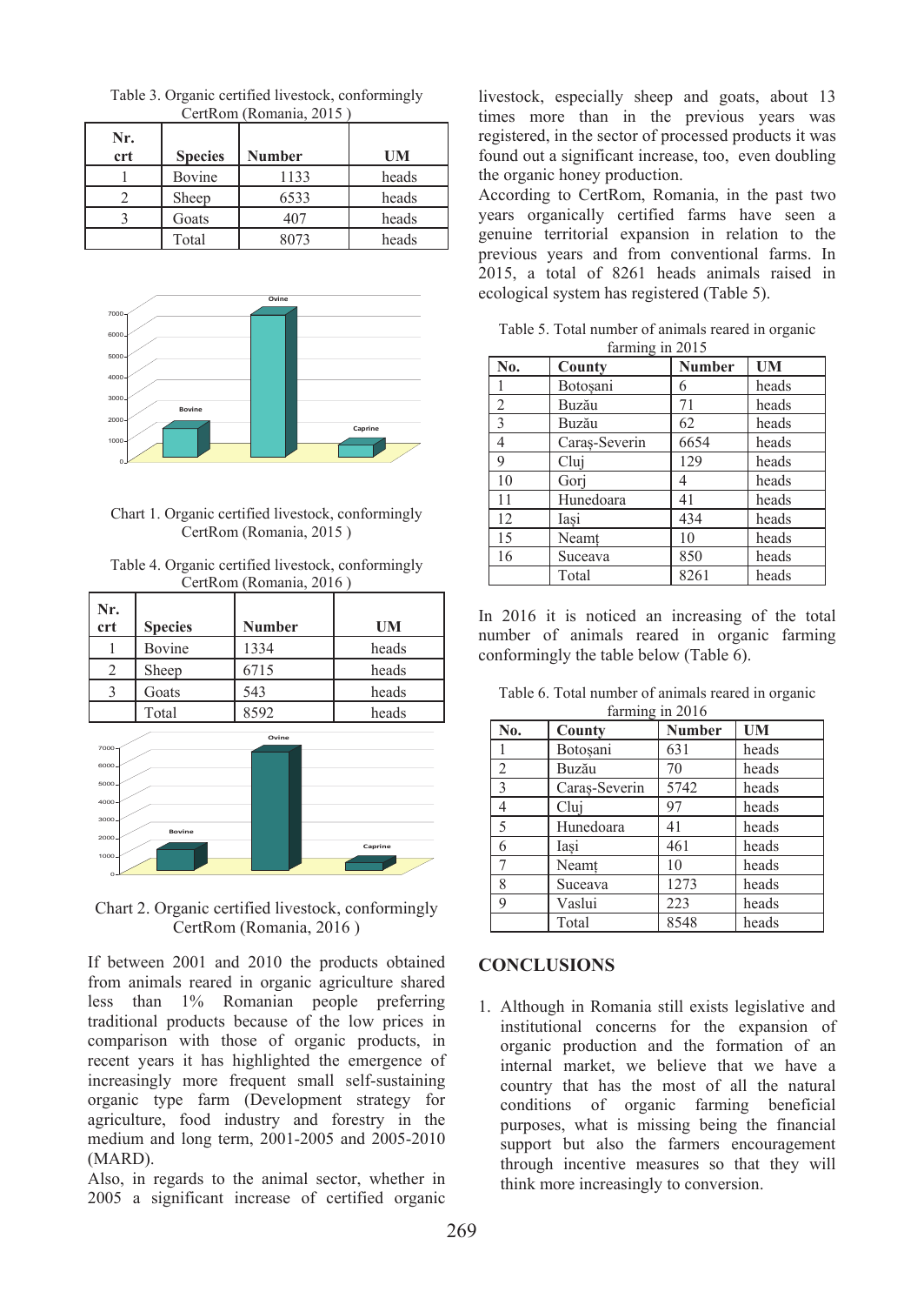Table 3. Organic certified livestock, conformingly CertRom (Romania, 2015 )

| Nr. crt | Species | Number | UM |
|---|---|---|---|
| 1 | Bovine | 1133 | heads |
| 2 | Sheep | 6533 | heads |
| 3 | Goats | 407 | heads |
| | Total | 8073 | heads |

Chart 1. Organic certified livestock, conformingly CertRom (Romania, 2015 )

Table 4. Organic certified livestock, conformingly CertRom (Romania, 2016 )

| Nr. crt | Species | Number | UM |
|---|---|---|---|
| 1 | Bovine | 1334 | heads |
| 2 | Sheep | 6715 | heads |
| 3 | Goats | 543 | heads |
| | Total | 8592 | heads |

Chart 2. Organic certified livestock, conformingly CertRom (Romania, 2016 )

If between 2001 and 2010 the products obtained from animals reared in organic agriculture shared less than 1% Romanian people preferring traditional products because of the low prices in comparison with those of organic products, in recent years it has highlighted the emergence of increasingly more frequent small self-sustaining organic type farm (Development strategy for agriculture, food industry and forestry in the medium and long term, 2001-2005 and 2005-2010 (MARD).

Also, in regards to the animal sector, whether in 2005 a significant increase of certified organic livestock, especially sheep and goats, about 13 times more than in the previous years was registered, in the sector of processed products it was found out a significant increase, too, even doubling the organic honey production.

According to CertRom, Romania, in the past two years organically certified farms have seen a genuine territorial expansion in relation to the previous years and from conventional farms. In 2015, a total of 8261 heads animals raised in ecological system has registered (Table 5).

Table 5. Total number of animals reared in organic farming in 2015

| No. | County | Number | UM |
|---|---|---|---|
| 1 | Botoşani | 6 | heads |
| 2 | Buzău | 71 | heads |
| 3 | Buzău | 62 | heads |
| 4 | Caraş-Severin | 6654 | heads |
| 9 | Cluj | 129 | heads |
| 10 | Gorj | 4 | heads |
| 11 | Hunedoara | 41 | heads |
| 12 | Iaşi | 434 | heads |
| 15 | Neamţ | 10 | heads |
| 16 | Suceava | 850 | heads |
| | Total | 8261 | heads |

In 2016 it is noticed an increasing of the total number of animals reared in organic farming conformingly the table below (Table 6).

Table 6. Total number of animals reared in organic farming in 2016

| No. | County | Number | UM |
|---|---|---|---|
| 1 | Botoşani | 631 | heads |
| 2 | Buzău | 70 | heads |
| 3 | Caraş-Severin | 5742 | heads |
| 4 | Cluj | 97 | heads |
| 5 | Hunedoara | 41 | heads |
| 6 | Iaşi | 461 | heads |
| 7 | Neamţ | 10 | heads |
| 8 | Suceava | 1273 | heads |
| 9 | Vaslui | 223 | heads |
| | Total | 8548 | heads |

## CONCLUSIONS

1. Although in Romania still exists legislative and institutional concerns for the expansion of organic production and the formation of an internal market, we believe that we have a country that has the most of all the natural conditions of organic farming beneficial purposes, what is missing being the financial support but also the farmers encouragement through incentive measures so that they will think more increasingly to conversion.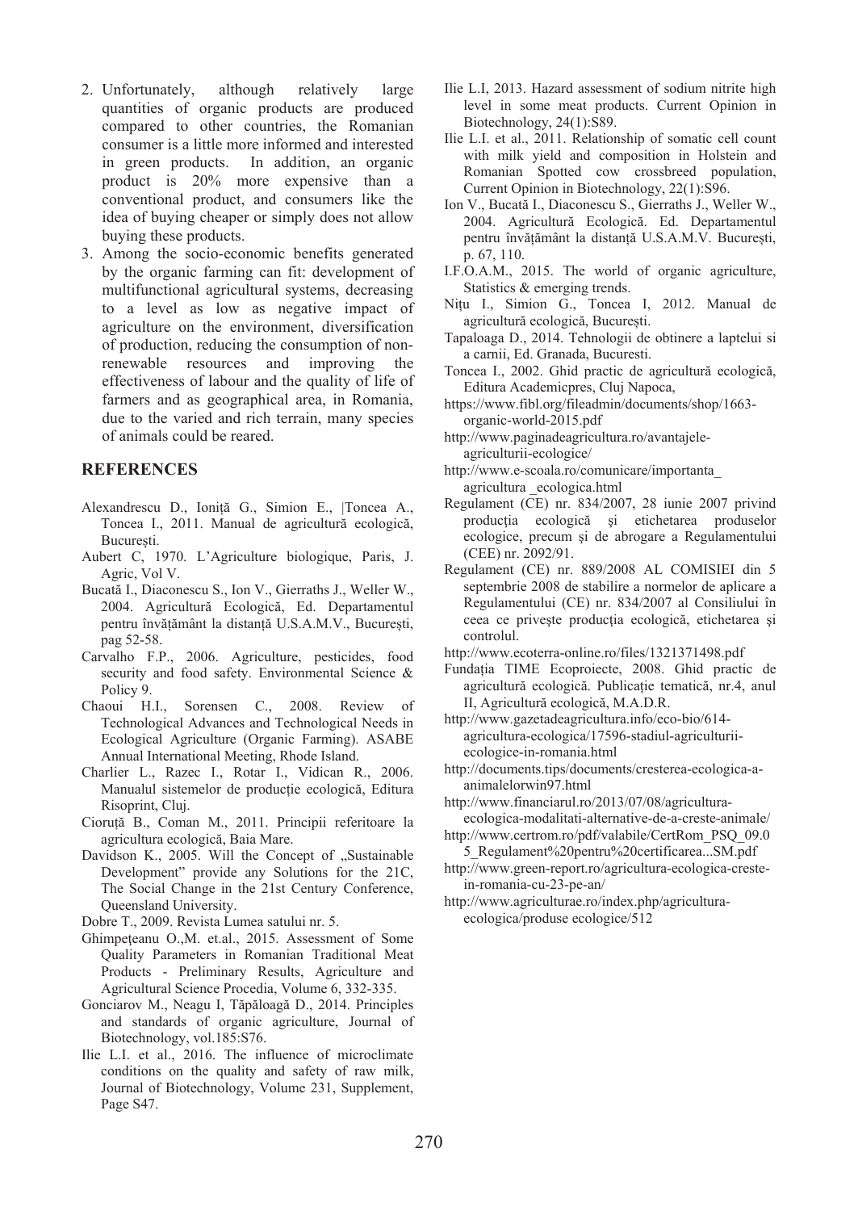2. Unfortunately, although relatively large quantities of organic products are produced compared to other countries, the Romanian consumer is a little more informed and interested in green products. In addition, an organic product is 20% more expensive than a conventional product, and consumers like the idea of buying cheaper or simply does not allow buying these products.
3. Among the socio-economic benefits generated by the organic farming can fit: development of multifunctional agricultural systems, decreasing to a level as low as negative impact of agriculture on the environment, diversification of production, reducing the consumption of non-renewable resources and improving the effectiveness of labour and the quality of life of farmers and as geographical area, in Romania, due to the varied and rich terrain, many species of animals could be reared.

## REFERENCES

Alexandrescu D., Ioniță G., Simion E., |Toncea A., Toncea I., 2011. Manual de agricultură ecologică, București.

Aubert C, 1970. L'Agriculture biologique, Paris, J. Agric, Vol V.

Bucată I., Diaconescu S., Ion V., Gierraths J., Weller W., 2004. Agricultură Ecologică, Ed. Departamentul pentru învățământ la distanță U.S.A.M.V., București, pag 52-58.

Carvalho F.P., 2006. Agriculture, pesticides, food security and food safety. Environmental Science & Policy 9.

Chaoui H.I., Sorensen C., 2008. Review of Technological Advances and Technological Needs in Ecological Agriculture (Organic Farming). ASABE Annual International Meeting, Rhode Island.

Charlier L., Razec I., Rotar I., Vidican R., 2006. Manualul sistemelor de producție ecologică, Editura Risoprint, Cluj.

Cioruță B., Coman M., 2011. Principii referitoare la agricultura ecologică, Baia Mare.

Davidson K., 2005. Will the Concept of „Sustainable Development" provide any Solutions for the 21C, The Social Change in the 21st Century Conference, Queensland University.

Dobre T., 2009. Revista Lumea satului nr. 5.

Ghimpețeanu O.,M. et.al., 2015. Assessment of Some Quality Parameters in Romanian Traditional Meat Products - Preliminary Results, Agriculture and Agricultural Science Procedia, Volume 6, 332-335.

Gonciarov M., Neagu I, Tăpăloagă D., 2014. Principles and standards of organic agriculture, Journal of Biotechnology, vol.185:S76.

Ilie L.I. et al., 2016. The influence of microclimate conditions on the quality and safety of raw milk, Journal of Biotechnology, Volume 231, Supplement, Page S47.

Ilie L.I, 2013. Hazard assessment of sodium nitrite high level in some meat products. Current Opinion in Biotechnology, 24(1):S89.

Ilie L.I. et al., 2011. Relationship of somatic cell count with milk yield and composition in Holstein and Romanian Spotted cow crossbreed population, Current Opinion in Biotechnology, 22(1):S96.

Ion V., Bucată I., Diaconescu S., Gierraths J., Weller W., 2004. Agricultură Ecologică. Ed. Departamentul pentru învățământ la distanță U.S.A.M.V. București, p. 67, 110.

I.F.O.A.M., 2015. The world of organic agriculture, Statistics & emerging trends.

Nițu I., Simion G., Toncea I, 2012. Manual de agricultură ecologică, București.

Tapaloaga D., 2014. Tehnologii de obtinere a laptelui si a carnii, Ed. Granada, Bucuresti.

Toncea I., 2002. Ghid practic de agricultură ecologică, Editura Academicpres, Cluj Napoca,

https://www.fibl.org/fileadmin/documents/shop/1663-organic-world-2015.pdf

http://www.paginadeagricultura.ro/avantajele-agriculturii-ecologice/

http://www.e-scoala.ro/comunicare/importanta_agricultura _ecologica.html

Regulament (CE) nr. 834/2007, 28 iunie 2007 privind producția ecologică și etichetarea produselor ecologice, precum și de abrogare a Regulamentului (CEE) nr. 2092/91.

Regulament (CE) nr. 889/2008 AL COMISIEI din 5 septembrie 2008 de stabilire a normelor de aplicare a Regulamentului (CE) nr. 834/2007 al Consiliului în ceea ce privește producția ecologică, etichetarea și controlul.

http://www.ecoterra-online.ro/files/1321371498.pdf

Fundația TIME Ecoproiecte, 2008. Ghid practic de agricultură ecologică. Publicație tematică, nr.4, anul II, Agricultură ecologică, M.A.D.R.

http://www.gazetadeagricultura.info/eco-bio/614-agricultura-ecologica/17596-stadiul-agriculturii-ecologice-in-romania.html

http://documents.tips/documents/cresterea-ecologica-a-animalelorwin97.html

http://www.financiarul.ro/2013/07/08/agricultura-ecologica-modalitati-alternative-de-a-creste-animale/

http://www.certrom.ro/pdf/valabile/CertRom_PSQ_09.05_Regulament%20pentru%20certificarea...SM.pdf

http://www.green-report.ro/agricultura-ecologica-creste-in-romania-cu-23-pe-an/

http://www.agriculturae.ro/index.php/agricultura-ecologica/produse ecologice/512